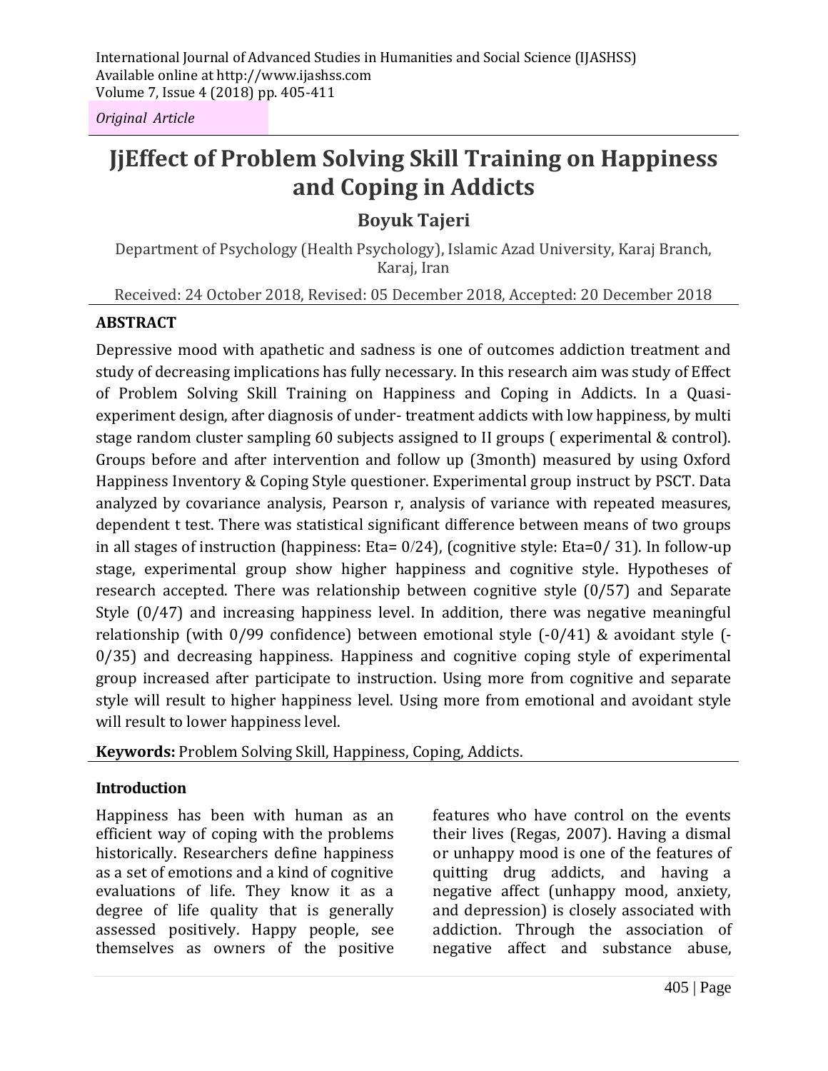*Original Article*

# JjEffect of Problem Solving Skill Training on Happiness and Coping in Addicts

**Boyuk Tajeri**

Department of Psychology (Health Psychology), Islamic Azad University, Karaj Branch, Karaj, Iran

Received: 24 October 2018, Revised: 05 December 2018, Accepted: 20 December 2018

## ABSTRACT

Depressive mood with apathetic and sadness is one of outcomes addiction treatment and study of decreasing implications has fully necessary. In this research aim was study of Effect of Problem Solving Skill Training on Happiness and Coping in Addicts. In a Quasi-experiment design, after diagnosis of under- treatment addicts with low happiness, by multi stage random cluster sampling 60 subjects assigned to II groups ( experimental & control). Groups before and after intervention and follow up (3month) measured by using Oxford Happiness Inventory & Coping Style questioner. Experimental group instruct by PSCT. Data analyzed by covariance analysis, Pearson r, analysis of variance with repeated measures, dependent t test. There was statistical significant difference between means of two groups in all stages of instruction (happiness: Eta= 0/24), (cognitive style: Eta=0/ 31). In follow-up stage, experimental group show higher happiness and cognitive style. Hypotheses of research accepted. There was relationship between cognitive style (0/57) and Separate Style (0/47) and increasing happiness level. In addition, there was negative meaningful relationship (with 0/99 confidence) between emotional style (-0/41) & avoidant style (-0/35) and decreasing happiness. Happiness and cognitive coping style of experimental group increased after participate to instruction. Using more from cognitive and separate style will result to higher happiness level. Using more from emotional and avoidant style will result to lower happiness level.

**Keywords:** Problem Solving Skill, Happiness, Coping, Addicts.

## Introduction

Happiness has been with human as an efficient way of coping with the problems historically. Researchers define happiness as a set of emotions and a kind of cognitive evaluations of life. They know it as a degree of life quality that is generally assessed positively. Happy people, see themselves as owners of the positive features who have control on the events their lives (Regas, 2007). Having a dismal or unhappy mood is one of the features of quitting drug addicts, and having a negative affect (unhappy mood, anxiety, and depression) is closely associated with addiction. Through the association of negative affect and substance abuse,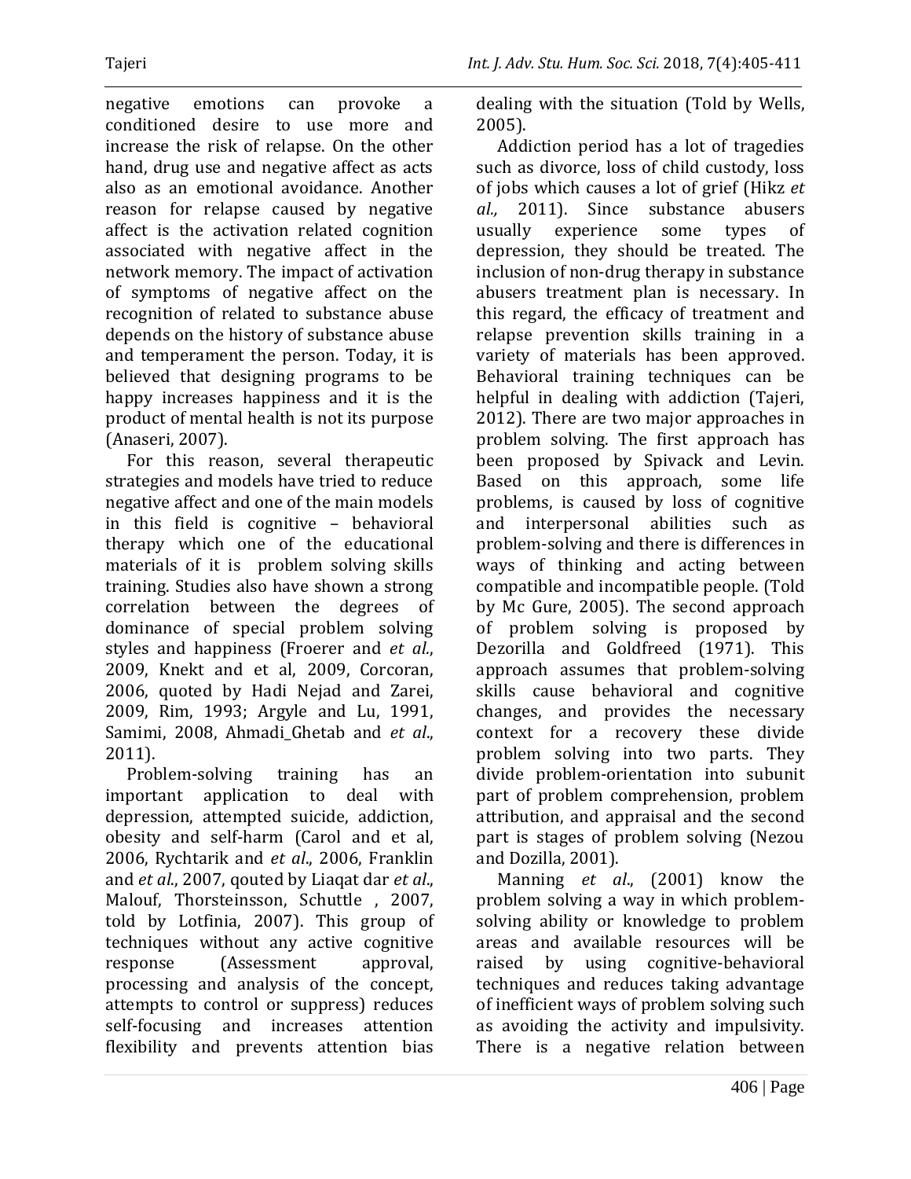negative emotions can provoke a conditioned desire to use more and increase the risk of relapse. On the other hand, drug use and negative affect as acts also as an emotional avoidance. Another reason for relapse caused by negative affect is the activation related cognition associated with negative affect in the network memory. The impact of activation of symptoms of negative affect on the recognition of related to substance abuse depends on the history of substance abuse and temperament the person. Today, it is believed that designing programs to be happy increases happiness and it is the product of mental health is not its purpose (Anaseri, 2007).

For this reason, several therapeutic strategies and models have tried to reduce negative affect and one of the main models in this field is cognitive – behavioral therapy which one of the educational materials of it is problem solving skills training. Studies also have shown a strong correlation between the degrees of dominance of special problem solving styles and happiness (Froerer and *et al.*, 2009, Knekt and et al, 2009, Corcoran, 2006, quoted by Hadi Nejad and Zarei, 2009, Rim, 1993; Argyle and Lu, 1991, Samimi, 2008, Ahmadi_Ghetab and *et al*., 2011).

Problem-solving training has an important application to deal with depression, attempted suicide, addiction, obesity and self-harm (Carol and et al, 2006, Rychtarik and *et al*., 2006, Franklin and *et al*., 2007, qouted by Liaqat dar *et al*., Malouf, Thorsteinsson, Schuttle , 2007, told by Lotfinia, 2007). This group of techniques without any active cognitive response (Assessment approval, processing and analysis of the concept, attempts to control or suppress) reduces self-focusing and increases attention flexibility and prevents attention bias dealing with the situation (Told by Wells, 2005).

Addiction period has a lot of tragedies such as divorce, loss of child custody, loss of jobs which causes a lot of grief (Hikz *et al.,* 2011). Since substance abusers usually experience some types of depression, they should be treated. The inclusion of non-drug therapy in substance abusers treatment plan is necessary. In this regard, the efficacy of treatment and relapse prevention skills training in a variety of materials has been approved. Behavioral training techniques can be helpful in dealing with addiction (Tajeri, 2012). There are two major approaches in problem solving. The first approach has been proposed by Spivack and Levin. Based on this approach, some life problems, is caused by loss of cognitive and interpersonal abilities such as problem-solving and there is differences in ways of thinking and acting between compatible and incompatible people. (Told by Mc Gure, 2005). The second approach of problem solving is proposed by Dezorilla and Goldfreed (1971). This approach assumes that problem-solving skills cause behavioral and cognitive changes, and provides the necessary context for a recovery these divide problem solving into two parts. They divide problem-orientation into subunit part of problem comprehension, problem attribution, and appraisal and the second part is stages of problem solving (Nezou and Dozilla, 2001).

Manning *et al*., (2001) know the problem solving a way in which problem-solving ability or knowledge to problem areas and available resources will be raised by using cognitive-behavioral techniques and reduces taking advantage of inefficient ways of problem solving such as avoiding the activity and impulsivity. There is a negative relation between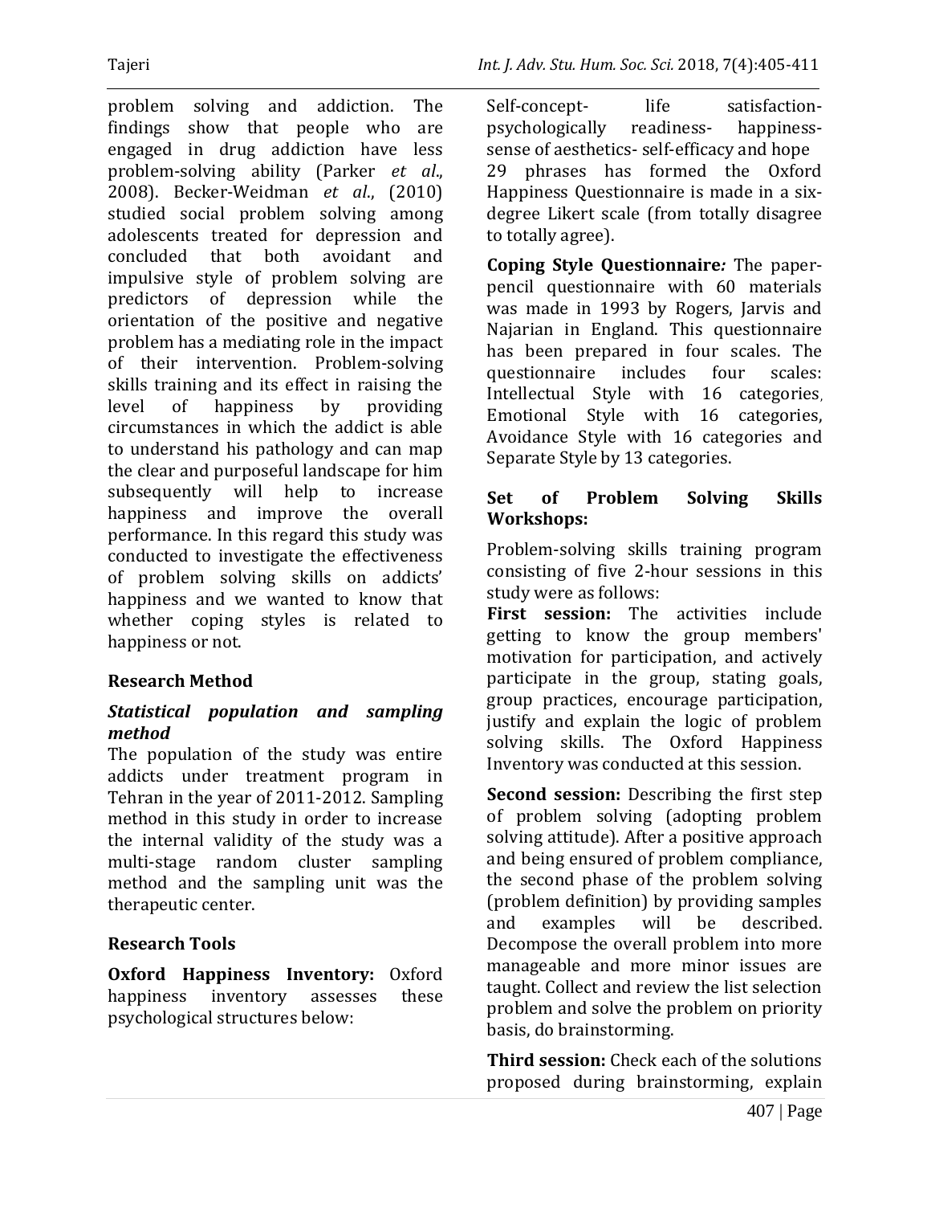problem solving and addiction. The findings show that people who are engaged in drug addiction have less problem-solving ability (Parker *et al*., 2008). Becker-Weidman *et al*., (2010) studied social problem solving among adolescents treated for depression and concluded that both avoidant and impulsive style of problem solving are predictors of depression while the orientation of the positive and negative problem has a mediating role in the impact of their intervention. Problem-solving skills training and its effect in raising the level of happiness by providing circumstances in which the addict is able to understand his pathology and can map the clear and purposeful landscape for him subsequently will help to increase happiness and improve the overall performance. In this regard this study was conducted to investigate the effectiveness of problem solving skills on addicts' happiness and we wanted to know that whether coping styles is related to happiness or not.

## Research Method

### *Statistical population and sampling method*

The population of the study was entire addicts under treatment program in Tehran in the year of 2011-2012. Sampling method in this study in order to increase the internal validity of the study was a multi-stage random cluster sampling method and the sampling unit was the therapeutic center.

## Research Tools

**Oxford Happiness Inventory:** Oxford happiness inventory assesses these psychological structures below:

Self-concept- life satisfaction- psychologically readiness- happiness- sense of aesthetics- self-efficacy and hope

29 phrases has formed the Oxford Happiness Questionnaire is made in a six-degree Likert scale (from totally disagree to totally agree).

**Coping Style Questionnaire*:*** The paper-pencil questionnaire with 60 materials was made in 1993 by Rogers, Jarvis and Najarian in England. This questionnaire has been prepared in four scales. The questionnaire includes four scales: Intellectual Style with 16 categories, Emotional Style with 16 categories, Avoidance Style with 16 categories and Separate Style by 13 categories.

### Set of Problem Solving Skills Workshops:

Problem-solving skills training program consisting of five 2-hour sessions in this study were as follows:

**First session:** The activities include getting to know the group members' motivation for participation, and actively participate in the group, stating goals, group practices, encourage participation, justify and explain the logic of problem solving skills. The Oxford Happiness Inventory was conducted at this session.

**Second session:** Describing the first step of problem solving (adopting problem solving attitude). After a positive approach and being ensured of problem compliance, the second phase of the problem solving (problem definition) by providing samples and examples will be described. Decompose the overall problem into more manageable and more minor issues are taught. Collect and review the list selection problem and solve the problem on priority basis, do brainstorming.

**Third session:** Check each of the solutions proposed during brainstorming, explain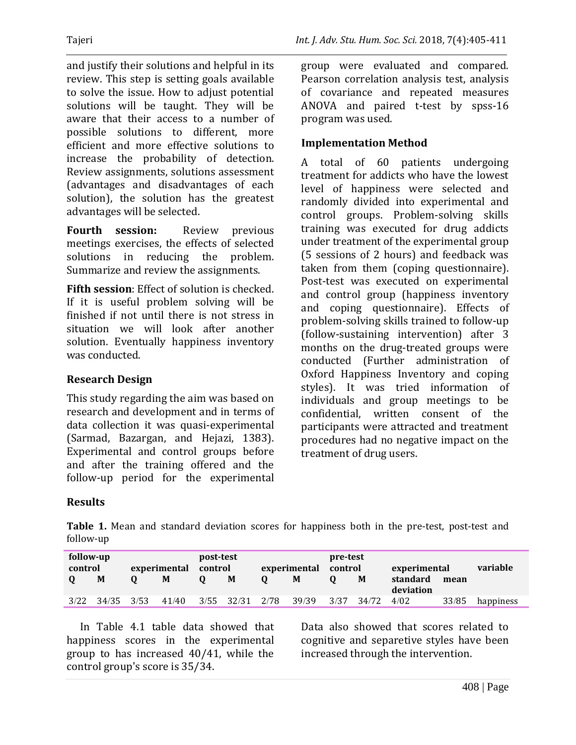and justify their solutions and helpful in its review. This step is setting goals available to solve the issue. How to adjust potential solutions will be taught. They will be aware that their access to a number of possible solutions to different, more efficient and more effective solutions to increase the probability of detection. Review assignments, solutions assessment (advantages and disadvantages of each solution), the solution has the greatest advantages will be selected.

**Fourth session:** Review previous meetings exercises, the effects of selected solutions in reducing the problem. Summarize and review the assignments.

**Fifth session**: Effect of solution is checked. If it is useful problem solving will be finished if not until there is not stress in situation we will look after another solution. Eventually happiness inventory was conducted.

### Research Design

This study regarding the aim was based on research and development and in terms of data collection it was quasi-experimental (Sarmad, Bazargan, and Hejazi, 1383). Experimental and control groups before and after the training offered and the follow-up period for the experimental group were evaluated and compared. Pearson correlation analysis test, analysis of covariance and repeated measures ANOVA and paired t-test by spss-16 program was used.

### Implementation Method

A total of 60 patients undergoing treatment for addicts who have the lowest level of happiness were selected and randomly divided into experimental and control groups. Problem-solving skills training was executed for drug addicts under treatment of the experimental group (5 sessions of 2 hours) and feedback was taken from them (coping questionnaire). Post-test was executed on experimental and control group (happiness inventory and coping questionnaire). Effects of problem-solving skills trained to follow-up (follow-sustaining intervention) after 3 months on the drug-treated groups were conducted (Further administration of Oxford Happiness Inventory and coping styles). It was tried information of individuals and group meetings to be confidential, written consent of the participants were attracted and treatment procedures had no negative impact on the treatment of drug users.

## Results

**Table 1.** Mean and standard deviation scores for happiness both in the pre-test, post-test and follow-up

| follow-up | | | | post-test | | | | pre-test | | | | |
|---|---|---|---|---|---|---|---|---|---|---|---|---|
| control | | experimental | | control | | experimental | | control | | experimental | | variable |
| Q | M | Q | M | Q | M | Q | M | Q | M | standard deviation | mean | |
| 3/22 | 34/35 | 3/53 | 41/40 | 3/55 | 32/31 | 2/78 | 39/39 | 3/37 | 34/72 | 4/02 | 33/85 | happiness |

In Table 4.1 table data showed that happiness scores in the experimental group to has increased 40/41, while the control group's score is 35/34.

Data also showed that scores related to cognitive and separetive styles have been increased through the intervention.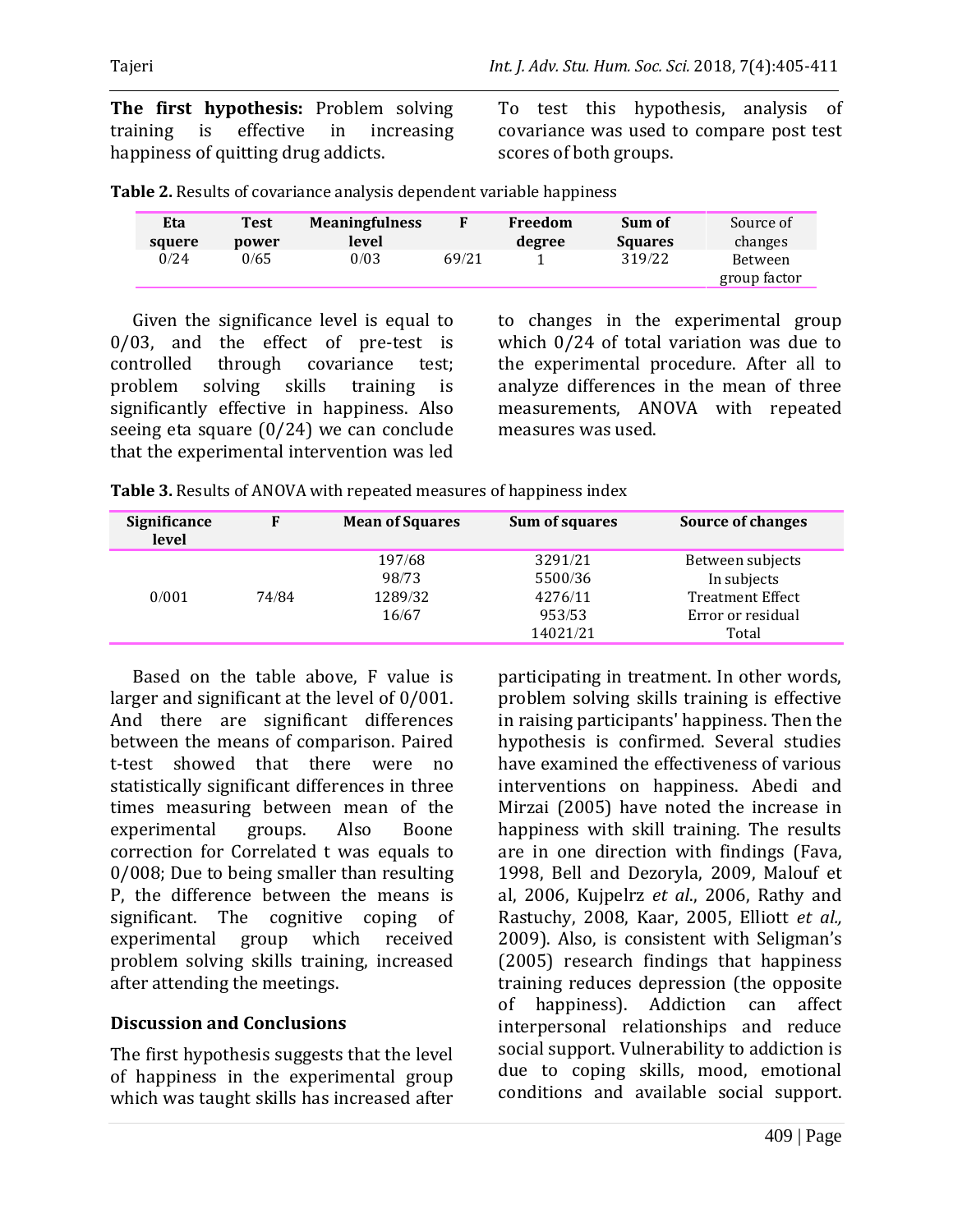**The first hypothesis:** Problem solving training is effective in increasing happiness of quitting drug addicts.

To test this hypothesis, analysis of covariance was used to compare post test scores of both groups.

**Table 2.** Results of covariance analysis dependent variable happiness

| Eta squere | Test power | Meaningfulness level | F | Freedom degree | Sum of Squares | Source of changes |
|---|---|---|---|---|---|---|
| 0/24 | 0/65 | 0/03 | 69/21 | 1 | 319/22 | Between group factor |

Given the significance level is equal to 0/03, and the effect of pre-test is controlled through covariance test; problem solving skills training is significantly effective in happiness. Also seeing eta square (0/24) we can conclude that the experimental intervention was led to changes in the experimental group which 0/24 of total variation was due to the experimental procedure. After all to analyze differences in the mean of three measurements, ANOVA with repeated measures was used.

**Table 3.** Results of ANOVA with repeated measures of happiness index

| Significance level | F | Mean of Squares | Sum of squares | Source of changes |
|---|---|---|---|---|
| | | 197/68 | 3291/21 | Between subjects |
| | | 98/73 | 5500/36 | In subjects |
| 0/001 | 74/84 | 1289/32 | 4276/11 | Treatment Effect |
| | | 16/67 | 953/53 | Error or residual |
| | | | 14021/21 | Total |

Based on the table above, F value is larger and significant at the level of 0/001. And there are significant differences between the means of comparison. Paired t-test showed that there were no statistically significant differences in three times measuring between mean of the experimental groups. Also Boone correction for Correlated t was equals to 0/008; Due to being smaller than resulting P, the difference between the means is significant. The cognitive coping of experimental group which received problem solving skills training, increased after attending the meetings.

## Discussion and Conclusions

The first hypothesis suggests that the level of happiness in the experimental group which was taught skills has increased after participating in treatment. In other words, problem solving skills training is effective in raising participants' happiness. Then the hypothesis is confirmed. Several studies have examined the effectiveness of various interventions on happiness. Abedi and Mirzai (2005) have noted the increase in happiness with skill training. The results are in one direction with findings (Fava, 1998, Bell and Dezoryla, 2009, Malouf et al, 2006, Kujpelrz *et al*., 2006, Rathy and Rastuchy, 2008, Kaar, 2005, Elliott *et al.,* 2009). Also, is consistent with Seligman's (2005) research findings that happiness training reduces depression (the opposite of happiness). Addiction can affect interpersonal relationships and reduce social support. Vulnerability to addiction is due to coping skills, mood, emotional conditions and available social support.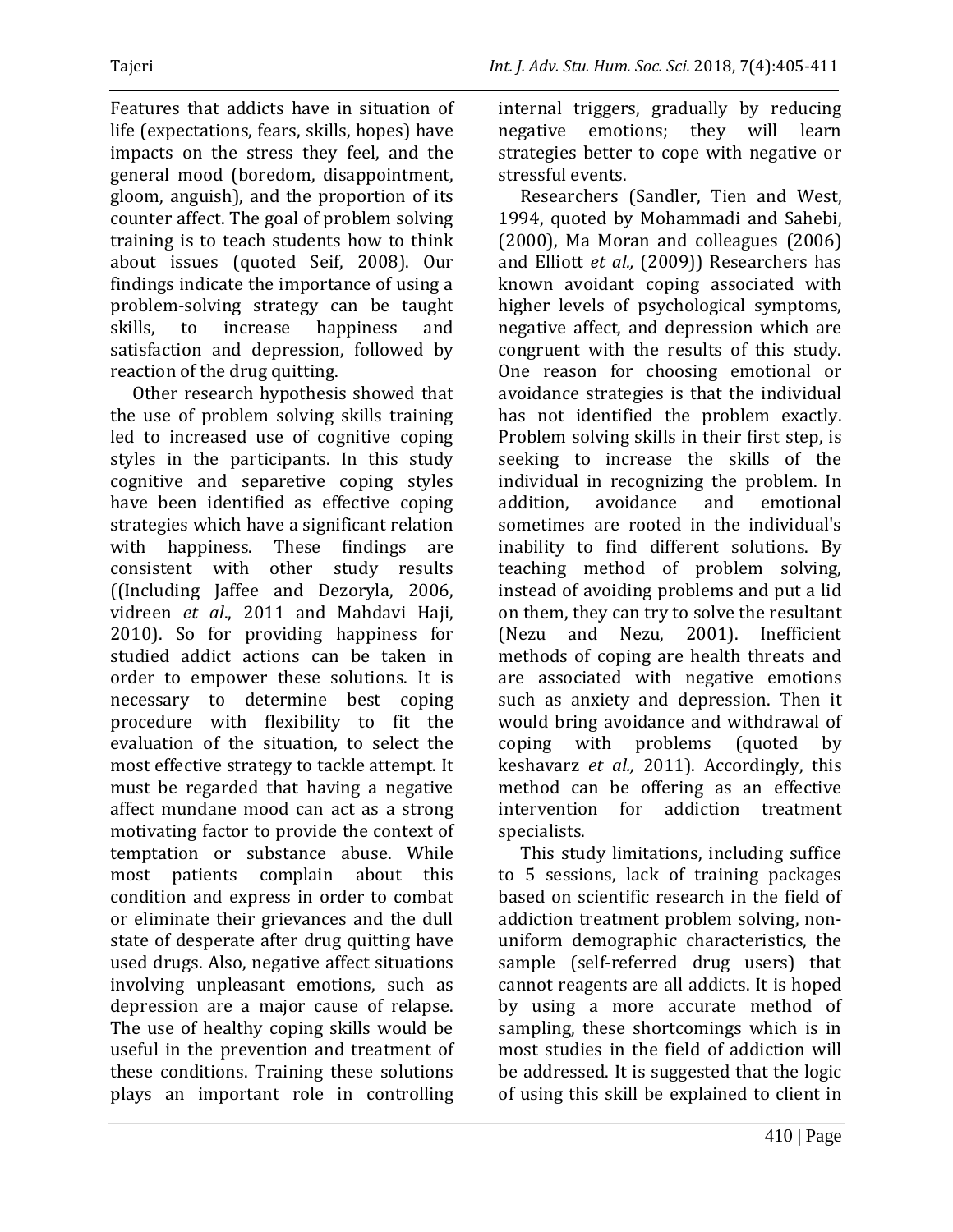Features that addicts have in situation of life (expectations, fears, skills, hopes) have impacts on the stress they feel, and the general mood (boredom, disappointment, gloom, anguish), and the proportion of its counter affect. The goal of problem solving training is to teach students how to think about issues (quoted Seif, 2008). Our findings indicate the importance of using a problem-solving strategy can be taught skills, to increase happiness and satisfaction and depression, followed by reaction of the drug quitting.

Other research hypothesis showed that the use of problem solving skills training led to increased use of cognitive coping styles in the participants. In this study cognitive and separetive coping styles have been identified as effective coping strategies which have a significant relation with happiness. These findings are consistent with other study results ((Including Jaffee and Dezoryla, 2006, vidreen *et al*., 2011 and Mahdavi Haji, 2010). So for providing happiness for studied addict actions can be taken in order to empower these solutions. It is necessary to determine best coping procedure with flexibility to fit the evaluation of the situation, to select the most effective strategy to tackle attempt. It must be regarded that having a negative affect mundane mood can act as a strong motivating factor to provide the context of temptation or substance abuse. While most patients complain about this condition and express in order to combat or eliminate their grievances and the dull state of desperate after drug quitting have used drugs. Also, negative affect situations involving unpleasant emotions, such as depression are a major cause of relapse. The use of healthy coping skills would be useful in the prevention and treatment of these conditions. Training these solutions plays an important role in controlling internal triggers, gradually by reducing negative emotions; they will learn strategies better to cope with negative or stressful events.

Researchers (Sandler, Tien and West, 1994, quoted by Mohammadi and Sahebi, (2000), Ma Moran and colleagues (2006) and Elliott *et al.,* (2009)) Researchers has known avoidant coping associated with higher levels of psychological symptoms, negative affect, and depression which are congruent with the results of this study. One reason for choosing emotional or avoidance strategies is that the individual has not identified the problem exactly. Problem solving skills in their first step, is seeking to increase the skills of the individual in recognizing the problem. In addition, avoidance and emotional sometimes are rooted in the individual's inability to find different solutions. By teaching method of problem solving, instead of avoiding problems and put a lid on them, they can try to solve the resultant (Nezu and Nezu, 2001). Inefficient methods of coping are health threats and are associated with negative emotions such as anxiety and depression. Then it would bring avoidance and withdrawal of coping with problems (quoted by keshavarz *et al.,* 2011). Accordingly, this method can be offering as an effective intervention for addiction treatment specialists.

This study limitations, including suffice to 5 sessions, lack of training packages based on scientific research in the field of addiction treatment problem solving, non-uniform demographic characteristics, the sample (self-referred drug users) that cannot reagents are all addicts. It is hoped by using a more accurate method of sampling, these shortcomings which is in most studies in the field of addiction will be addressed. It is suggested that the logic of using this skill be explained to client in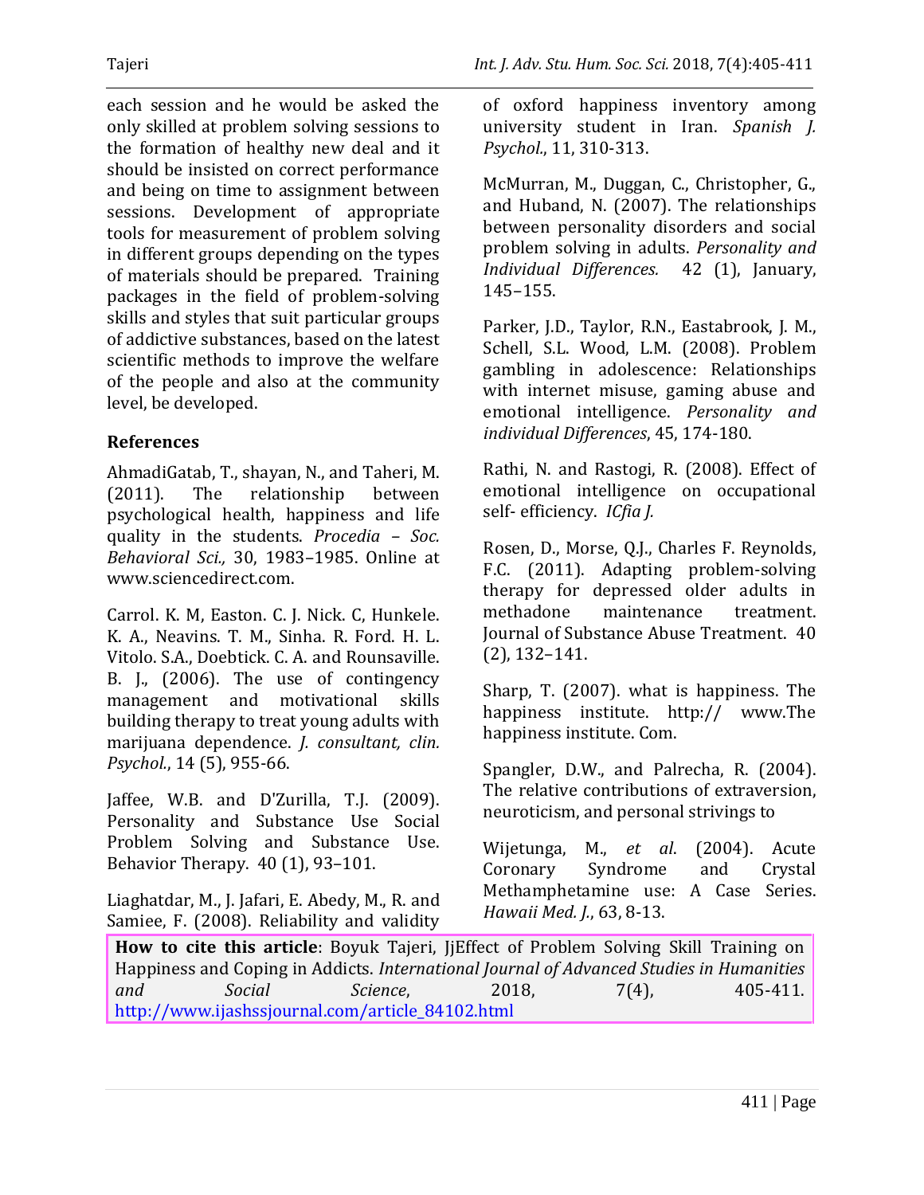each session and he would be asked the only skilled at problem solving sessions to the formation of healthy new deal and it should be insisted on correct performance and being on time to assignment between sessions. Development of appropriate tools for measurement of problem solving in different groups depending on the types of materials should be prepared. Training packages in the field of problem-solving skills and styles that suit particular groups of addictive substances, based on the latest scientific methods to improve the welfare of the people and also at the community level, be developed.

## References

AhmadiGatab, T., shayan, N., and Taheri, M. (2011). The relationship between psychological health, happiness and life quality in the students. *Procedia – Soc. Behavioral Sci.,* 30, 1983–1985. Online at www.sciencedirect.com.

Carrol. K. M, Easton. C. J. Nick. C, Hunkele. K. A., Neavins. T. M., Sinha. R. Ford. H. L. Vitolo. S.A., Doebtick. C. A. and Rounsaville. B. J., (2006). The use of contingency management and motivational skills building therapy to treat young adults with marijuana dependence. *J. consultant, clin. Psychol.*, 14 (5), 955-66.

Jaffee, W.B. and D'Zurilla, T.J. (2009). Personality and Substance Use Social Problem Solving and Substance Use. Behavior Therapy. 40 (1), 93–101.

Liaghatdar, M., J. Jafari, E. Abedy, M., R. and Samiee, F. (2008). Reliability and validity of oxford happiness inventory among university student in Iran. *Spanish J. Psychol.*, 11, 310-313.

McMurran, M., Duggan, C., Christopher, G., and Huband, N. (2007). The relationships between personality disorders and social problem solving in adults. *Personality and Individual Differences.* 42 (1), January, 145–155.

Parker, J.D., Taylor, R.N., Eastabrook, J. M., Schell, S.L. Wood, L.M. (2008). Problem gambling in adolescence: Relationships with internet misuse, gaming abuse and emotional intelligence. *Personality and individual Differences*, 45, 174-180.

Rathi, N. and Rastogi, R. (2008). Effect of emotional intelligence on occupational self- efficiency. *ICfia J.*

Rosen, D., Morse, Q.J., Charles F. Reynolds, F.C. (2011). Adapting problem-solving therapy for depressed older adults in methadone maintenance treatment. Journal of Substance Abuse Treatment. 40 (2), 132–141.

Sharp, T. (2007). what is happiness. The happiness institute. http:// www.The happiness institute. Com.

Spangler, D.W., and Palrecha, R. (2004). The relative contributions of extraversion, neuroticism, and personal strivings to

Wijetunga, M., *et al*. (2004). Acute Coronary Syndrome and Crystal Methamphetamine use: A Case Series. *Hawaii Med. J.*, 63, 8-13.

**How to cite this article**: Boyuk Tajeri, JjEffect of Problem Solving Skill Training on Happiness and Coping in Addicts. *International Journal of Advanced Studies in Humanities and Social Science*, 2018, 7(4), 405-411. http://www.ijashssjournal.com/article_84102.html